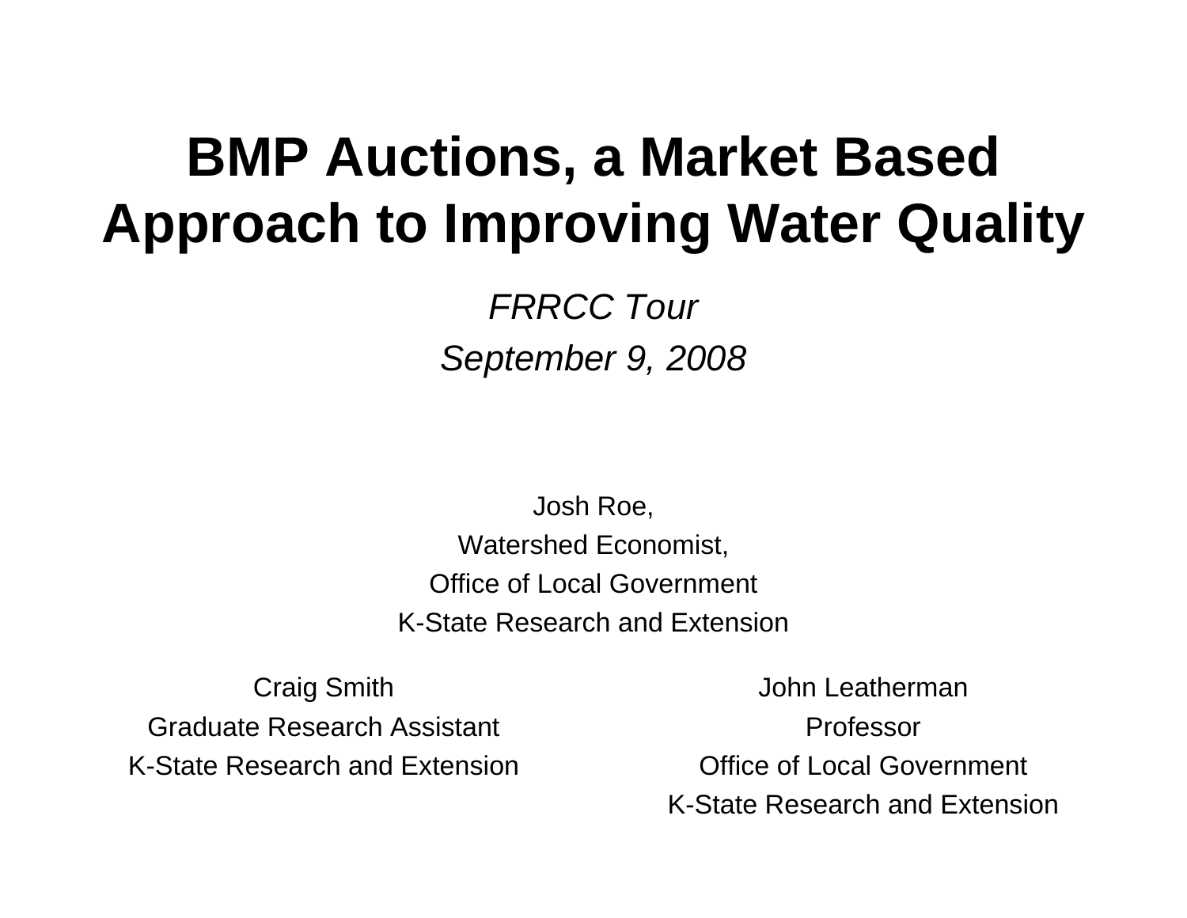# BMP Auctions, a Market Based Approach to Improving Water Quality

*FRRCC Tour*

*September 9, 2008*

Josh Roe,
Watershed Economist,
Office of Local Government
K-State Research and Extension

Craig Smith
Graduate Research Assistant
K-State Research and Extension

John Leatherman
Professor
Office of Local Government
K-State Research and Extension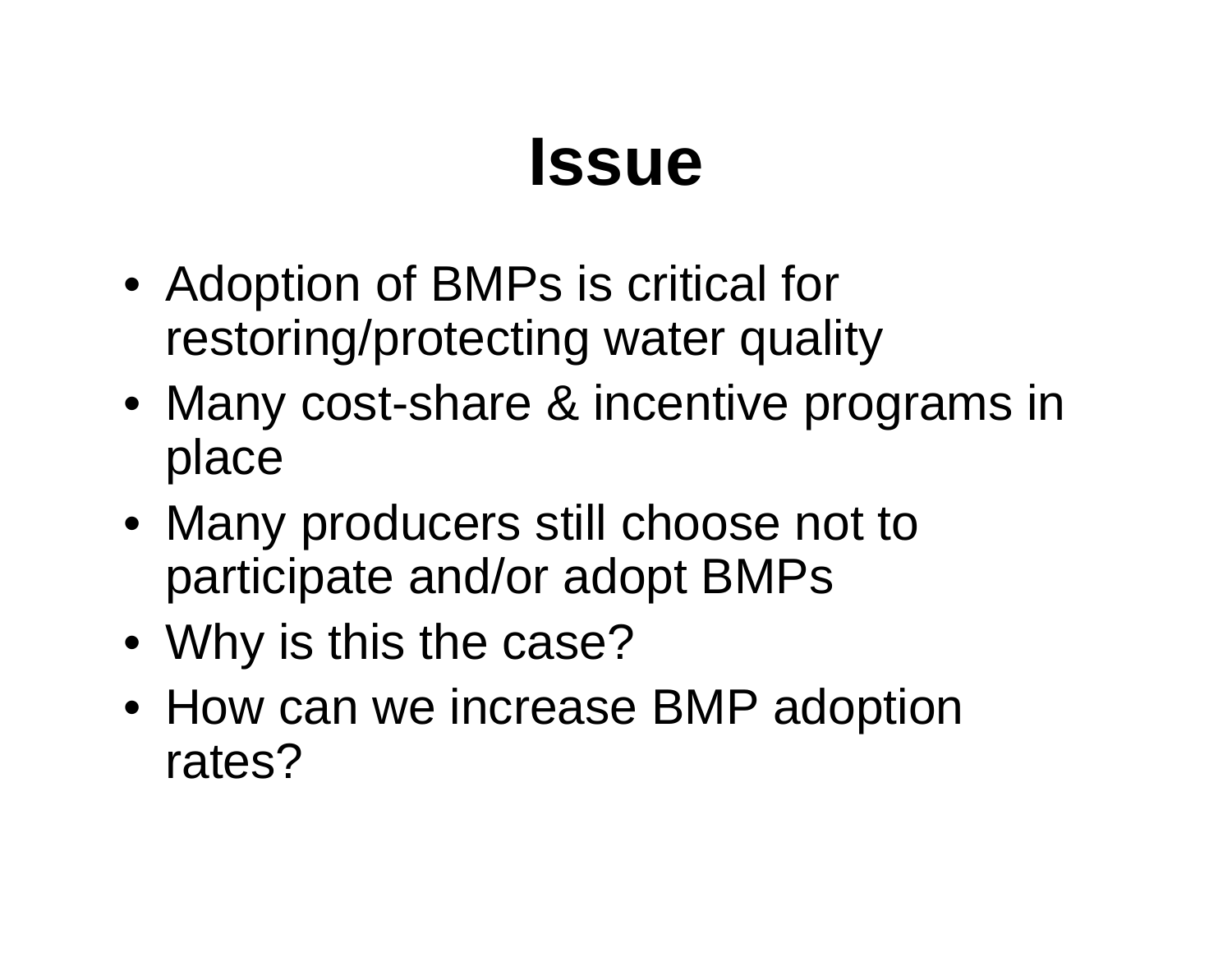# Issue

- Adoption of BMPs is critical for restoring/protecting water quality
- Many cost-share & incentive programs in place
- Many producers still choose not to participate and/or adopt BMPs
- Why is this the case?
- How can we increase BMP adoption rates?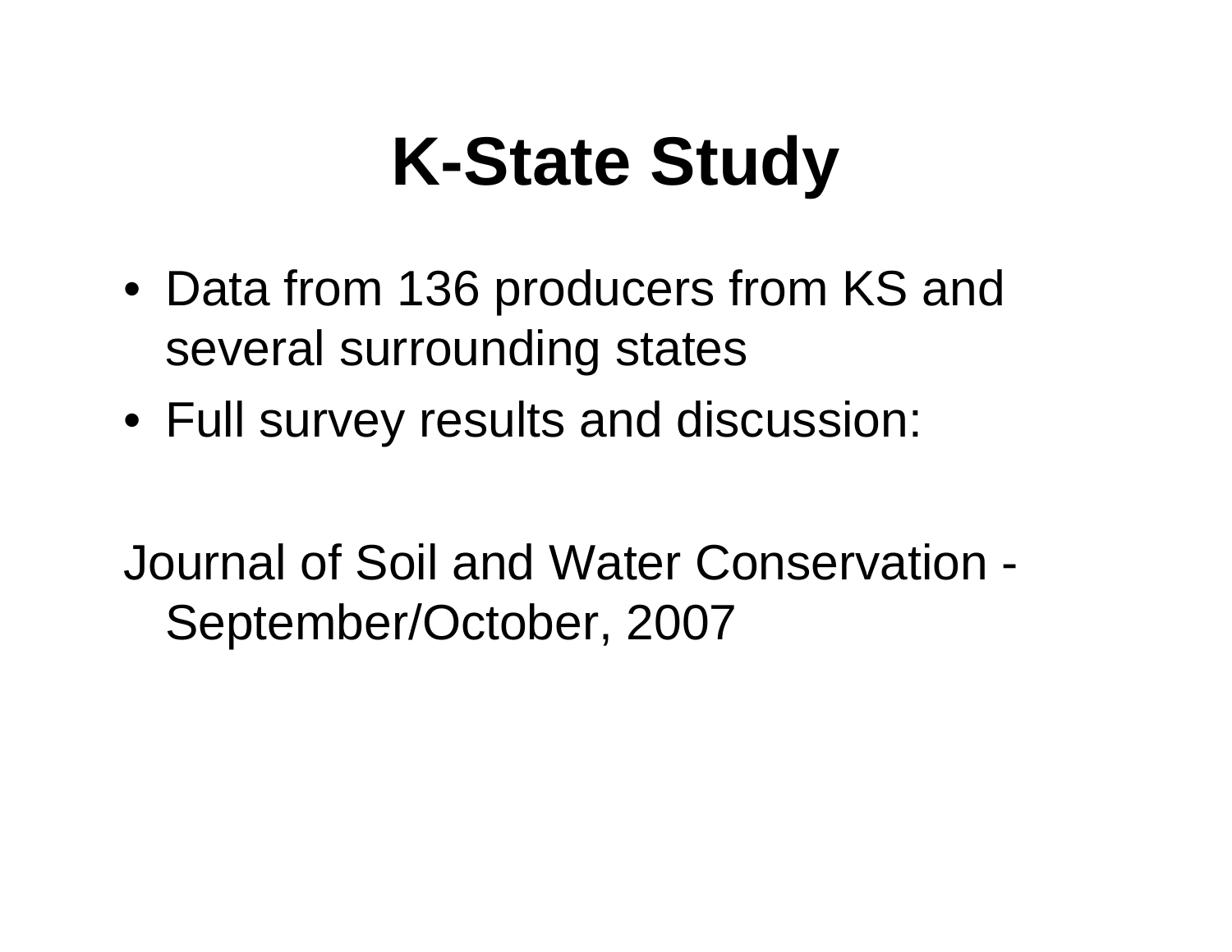# K-State Study

- Data from 136 producers from KS and several surrounding states
- Full survey results and discussion:

Journal of Soil and Water Conservation - September/October, 2007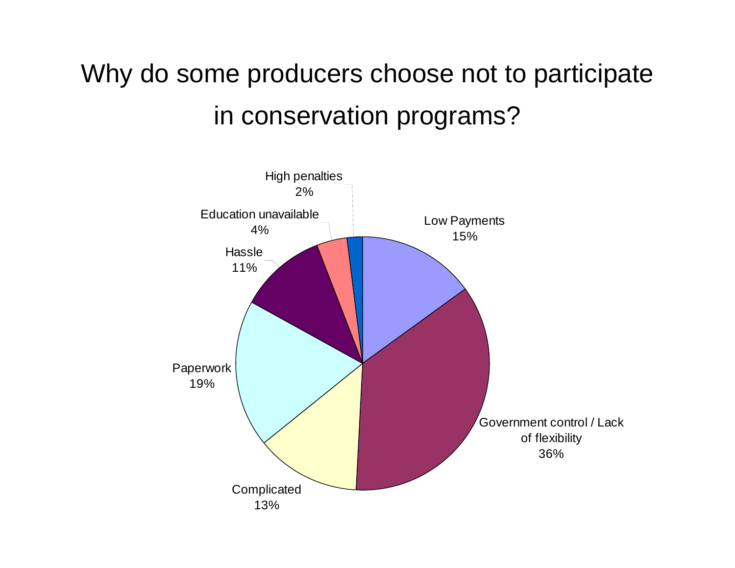# Why do some producers choose not to participate in conservation programs?

| Reason | Percentage |
|---|---|
| Low Payments | 15% |
| Government control / Lack of flexibility | 36% |
| Complicated | 13% |
| Paperwork | 19% |
| Hassle | 11% |
| Education unavailable | 4% |
| High penalties | 2% |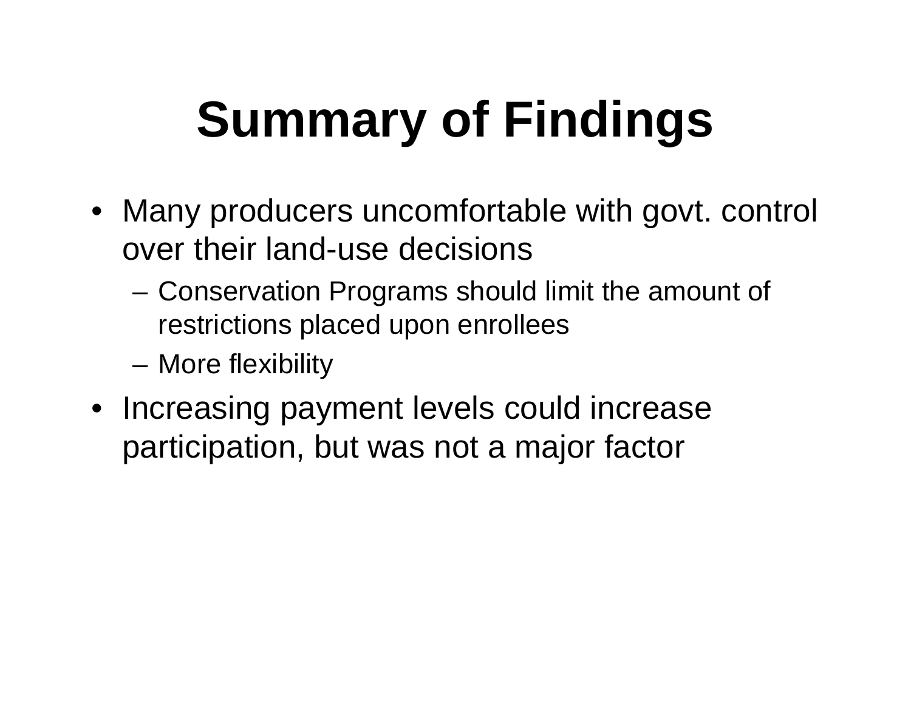# Summary of Findings

- Many producers uncomfortable with govt. control over their land-use decisions
  - Conservation Programs should limit the amount of restrictions placed upon enrollees
  - More flexibility
- Increasing payment levels could increase participation, but was not a major factor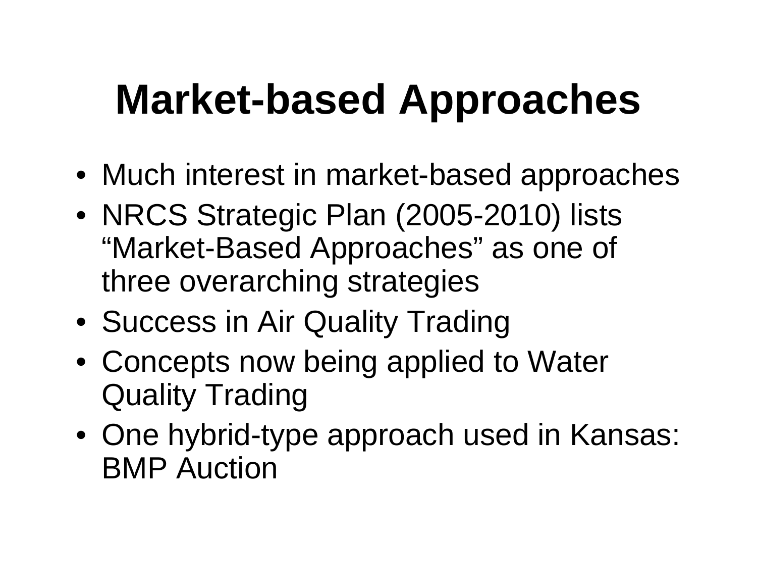# Market-based Approaches

- Much interest in market-based approaches
- NRCS Strategic Plan (2005-2010) lists “Market-Based Approaches” as one of three overarching strategies
- Success in Air Quality Trading
- Concepts now being applied to Water Quality Trading
- One hybrid-type approach used in Kansas: BMP Auction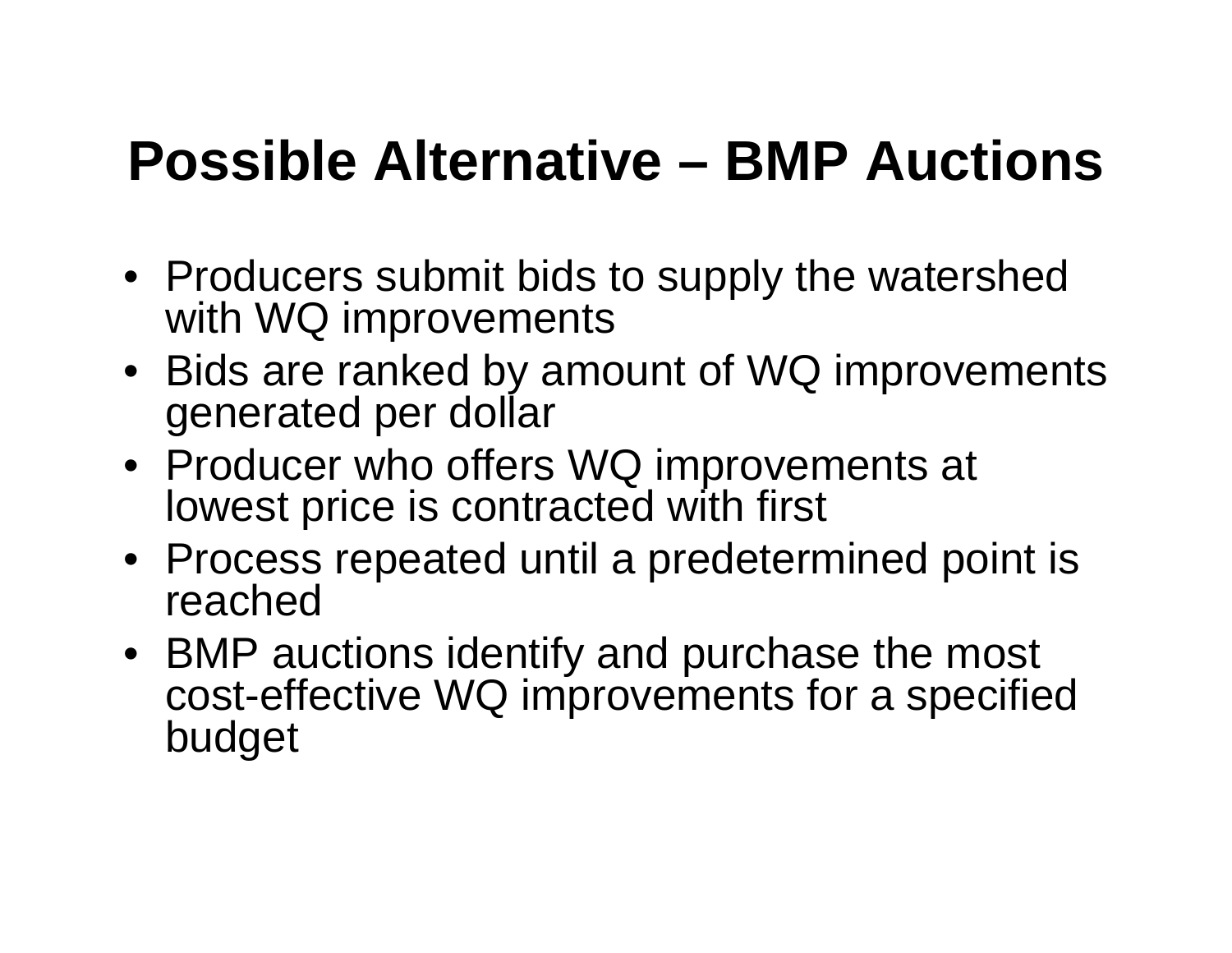# Possible Alternative – BMP Auctions

- Producers submit bids to supply the watershed with WQ improvements
- Bids are ranked by amount of WQ improvements generated per dollar
- Producer who offers WQ improvements at lowest price is contracted with first
- Process repeated until a predetermined point is reached
- BMP auctions identify and purchase the most cost-effective WQ improvements for a specified budget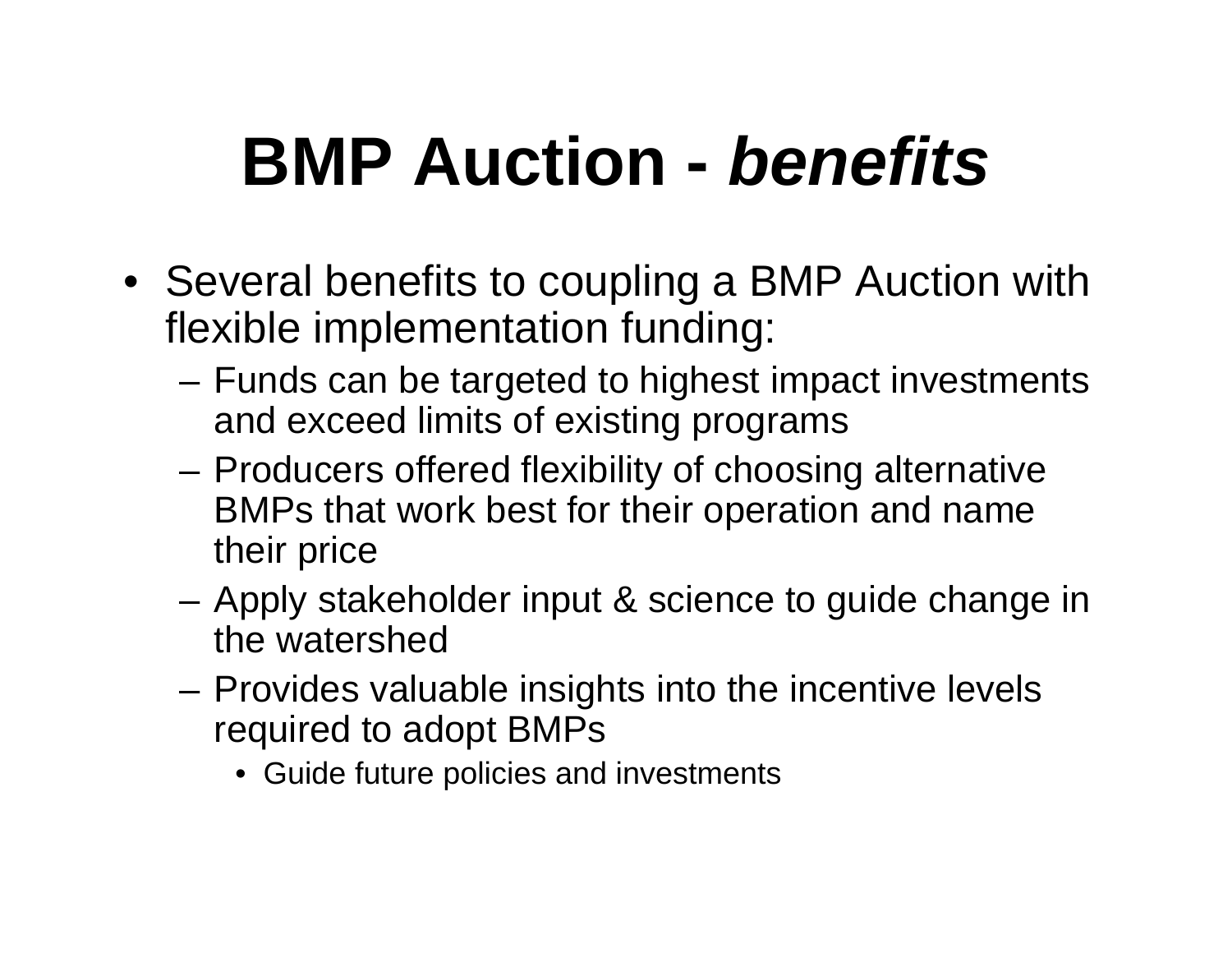# BMP Auction - *benefits*

- Several benefits to coupling a BMP Auction with flexible implementation funding:
  - Funds can be targeted to highest impact investments and exceed limits of existing programs
  - Producers offered flexibility of choosing alternative BMPs that work best for their operation and name their price
  - Apply stakeholder input & science to guide change in the watershed
  - Provides valuable insights into the incentive levels required to adopt BMPs
    - Guide future policies and investments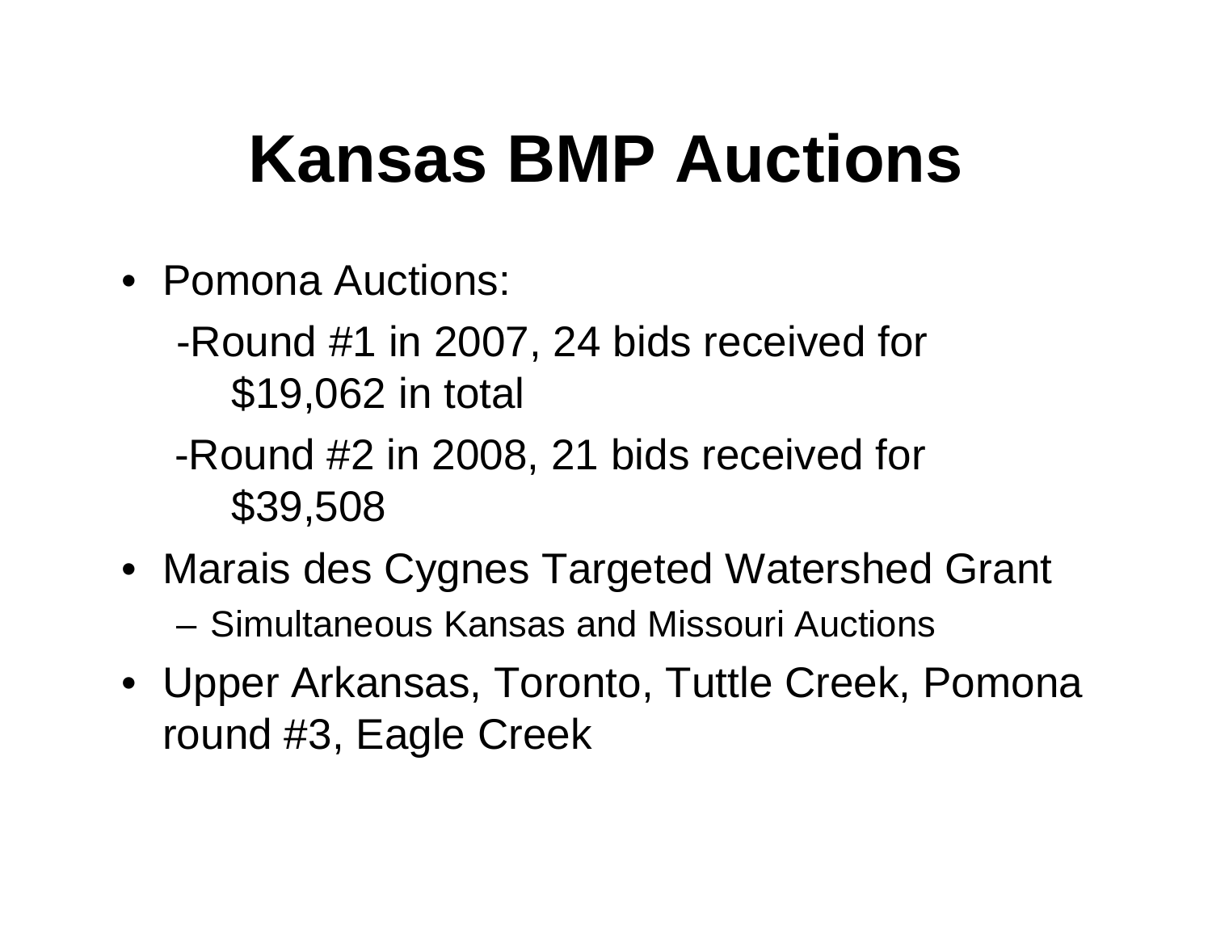# Kansas BMP Auctions

- Pomona Auctions:

  -Round #1 in 2007, 24 bids received for $19,062 in total

  -Round #2 in 2008, 21 bids received for $39,508

- Marais des Cygnes Targeted Watershed Grant
  - Simultaneous Kansas and Missouri Auctions
- Upper Arkansas, Toronto, Tuttle Creek, Pomona round #3, Eagle Creek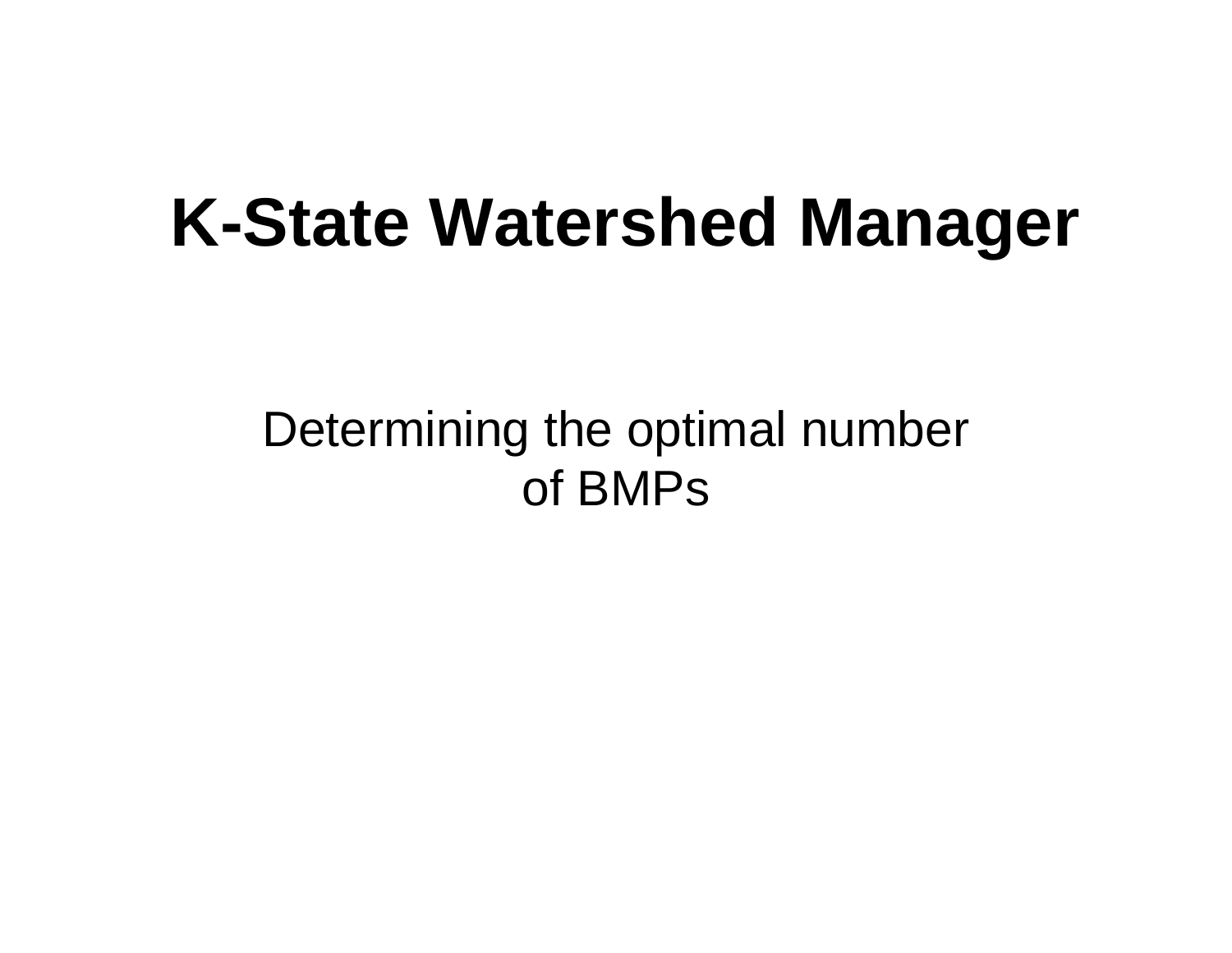# K-State Watershed Manager

Determining the optimal number of BMPs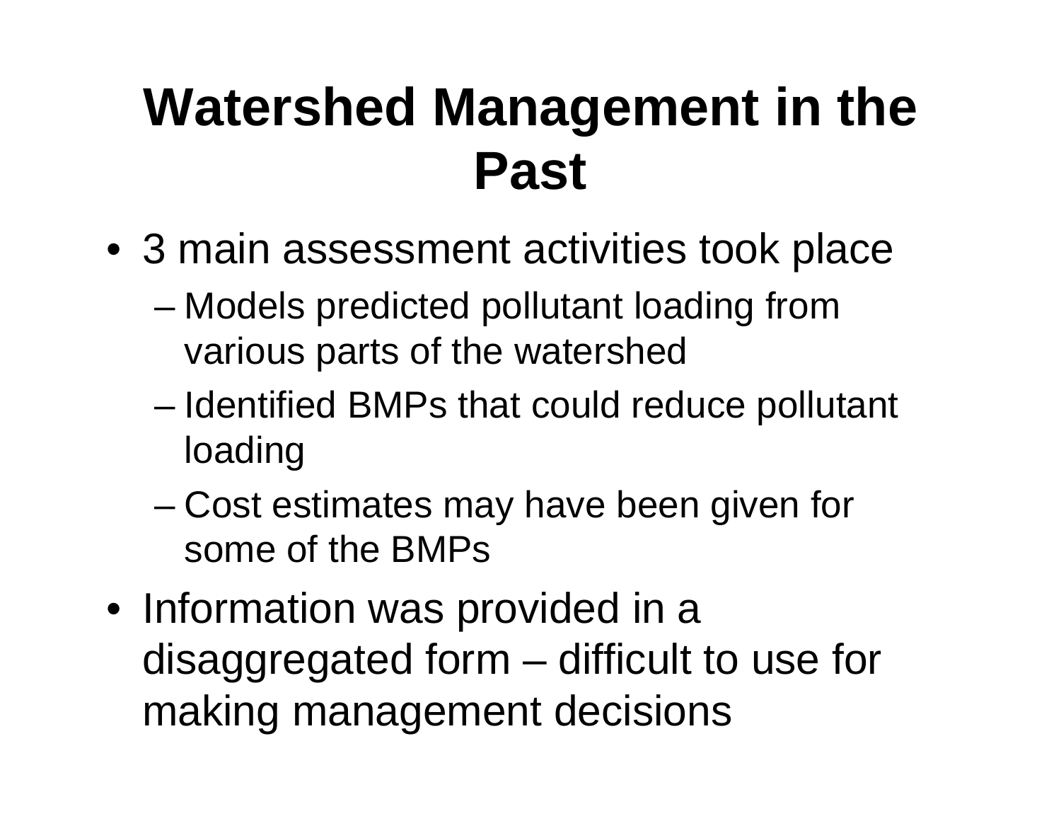# Watershed Management in the Past

- 3 main assessment activities took place
  - Models predicted pollutant loading from various parts of the watershed
  - Identified BMPs that could reduce pollutant loading
  - Cost estimates may have been given for some of the BMPs
- Information was provided in a disaggregated form – difficult to use for making management decisions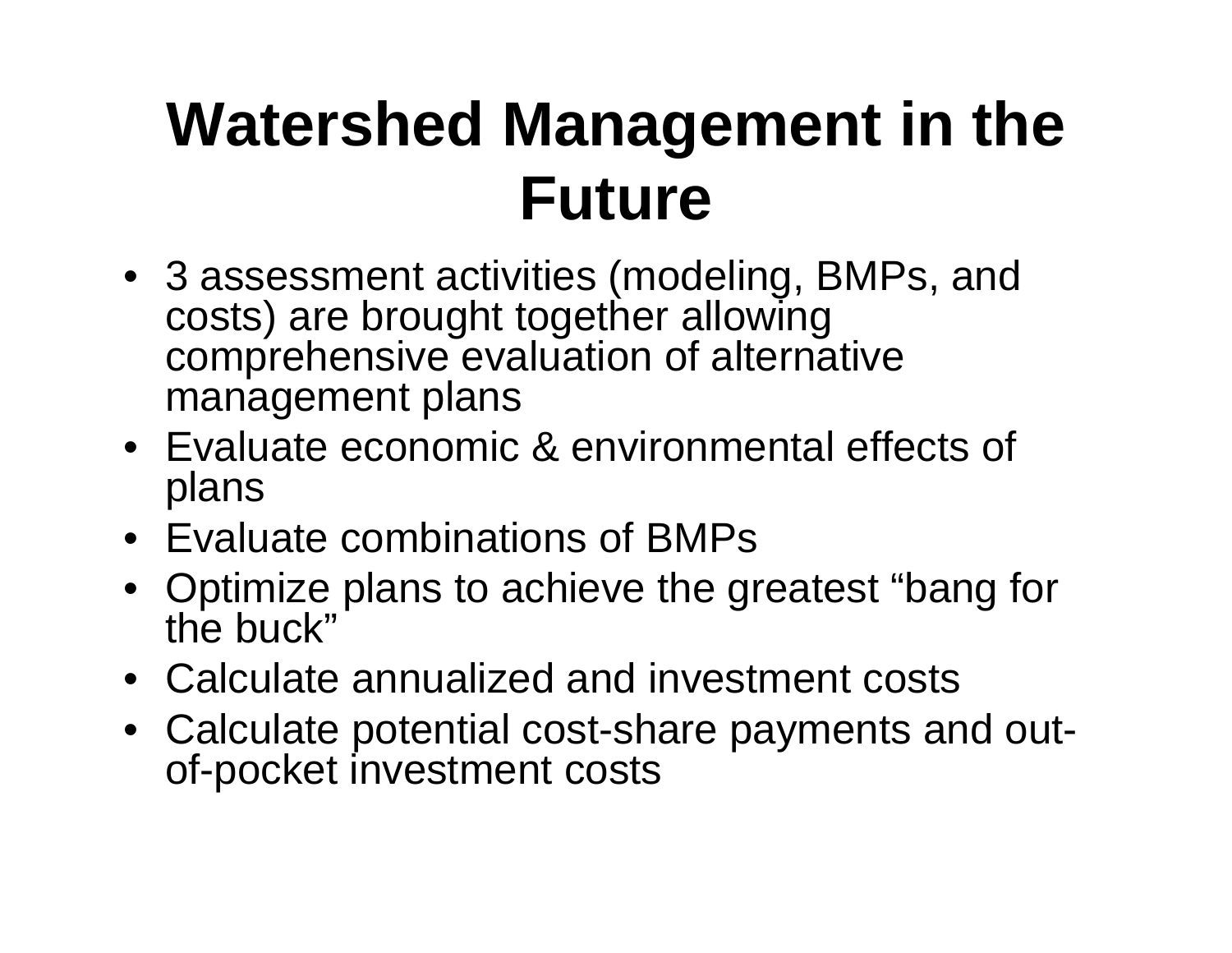# Watershed Management in the Future

- 3 assessment activities (modeling, BMPs, and costs) are brought together allowing comprehensive evaluation of alternative management plans
- Evaluate economic & environmental effects of plans
- Evaluate combinations of BMPs
- Optimize plans to achieve the greatest “bang for the buck”
- Calculate annualized and investment costs
- Calculate potential cost-share payments and out-of-pocket investment costs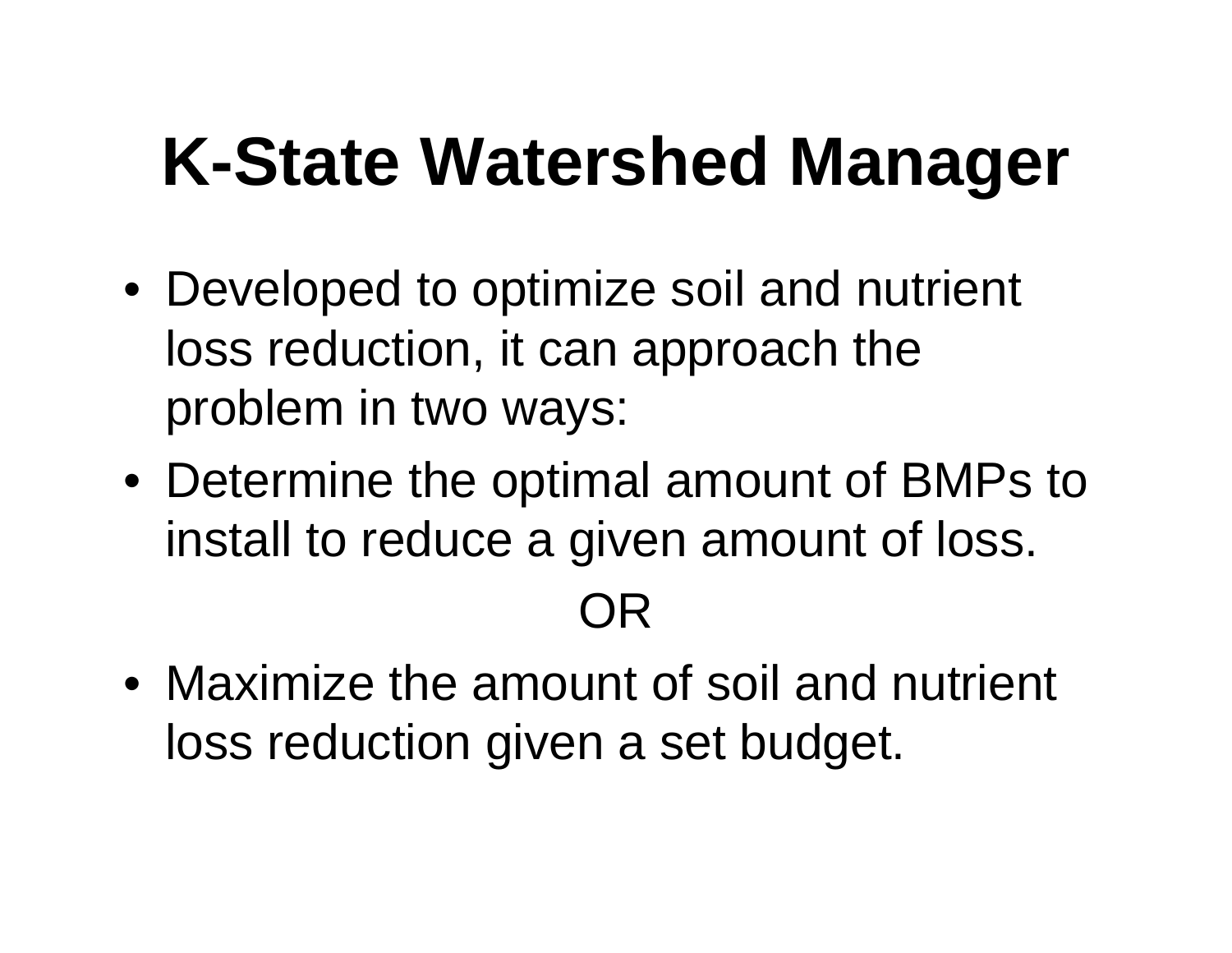# K-State Watershed Manager

- Developed to optimize soil and nutrient loss reduction, it can approach the problem in two ways:
- Determine the optimal amount of BMPs to install to reduce a given amount of loss.

OR

- Maximize the amount of soil and nutrient loss reduction given a set budget.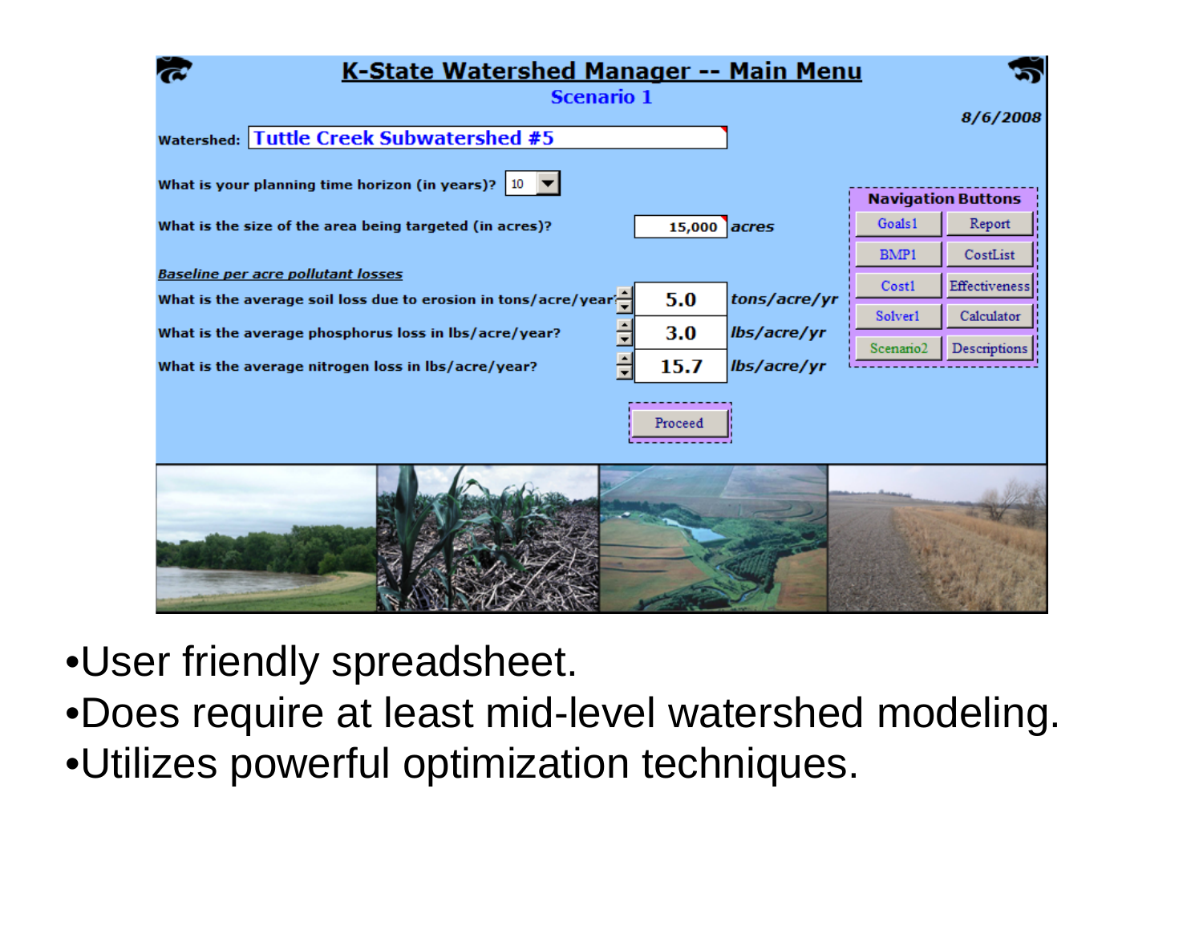# K-State Watershed Manager -- Main Menu

**Scenario 1**

8/6/2008

**Watershed:** Tuttle Creek Subwatershed #5

What is your planning time horizon (in years)? 10

What is the size of the area being targeted (in acres)? 15,000 *acres*

***Baseline per acre pollutant losses***

| | | |
|---|---|---|
| What is the average soil loss due to erosion in tons/acre/year? | 5.0 | *tons/acre/yr* |
| What is the average phosphorus loss in lbs/acre/year? | 3.0 | *lbs/acre/yr* |
| What is the average nitrogen loss in lbs/acre/year? | 15.7 | *lbs/acre/yr* |

Proceed

**Navigation Buttons**

| | |
|---|---|
| Goals1 | Report |
| BMP1 | CostList |
| Cost1 | Effectiveness |
| Solver1 | Calculator |
| Scenario2 | Descriptions |

- User friendly spreadsheet.
- Does require at least mid-level watershed modeling.
- Utilizes powerful optimization techniques.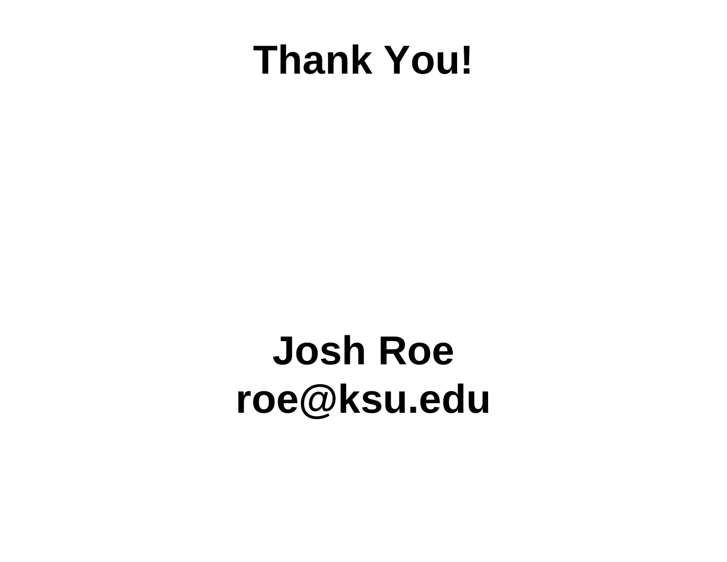# Thank You!

**Josh Roe**
**roe@ksu.edu**